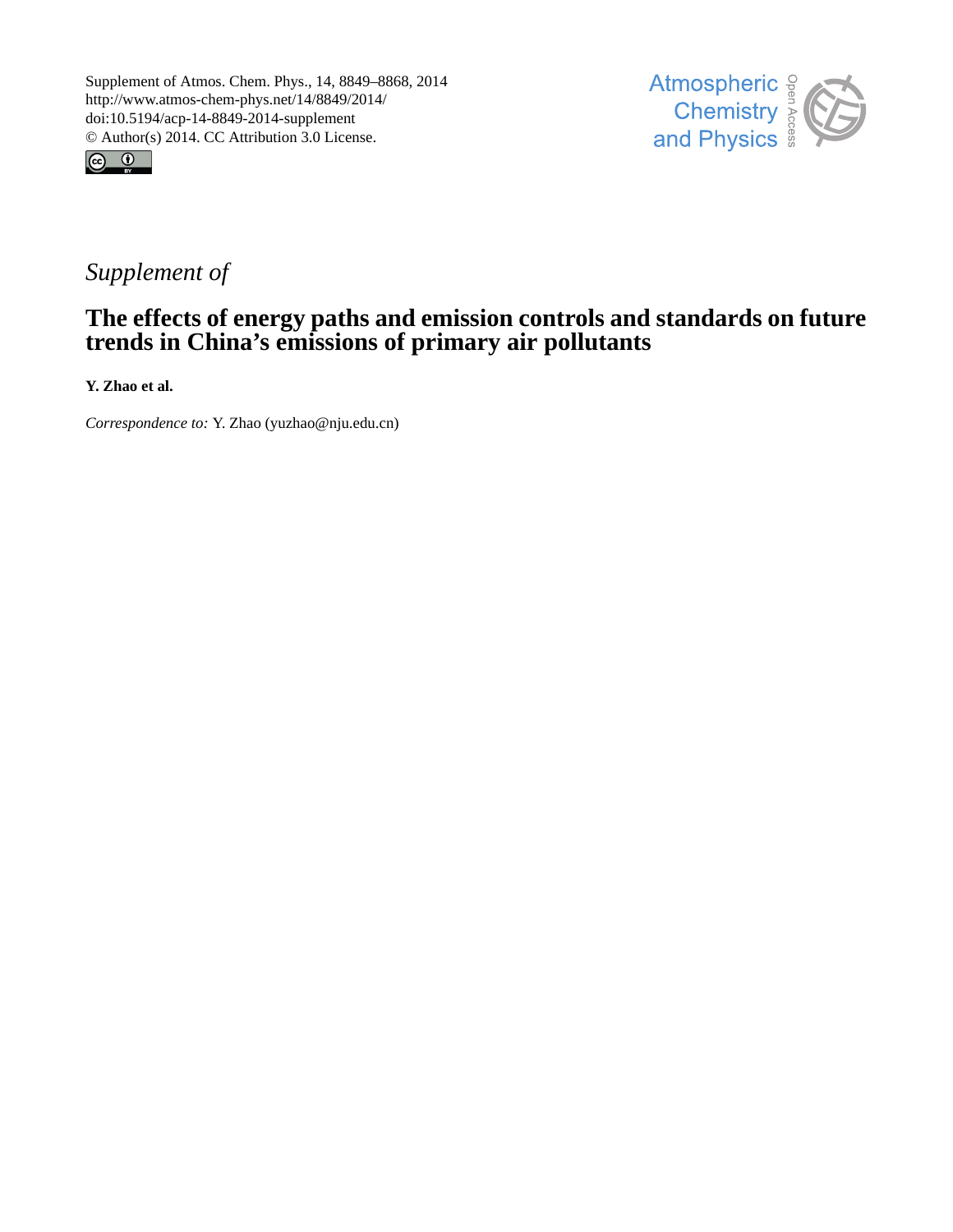Supplement of Atmos. Chem. Phys., 14, 8849–8868, 2014
http://www.atmos-chem-phys.net/14/8849/2014/
doi:10.5194/acp-14-8849-2014-supplement
© Author(s) 2014. CC Attribution 3.0 License.

*Supplement of*

# The effects of energy paths and emission controls and standards on future trends in China's emissions of primary air pollutants

**Y. Zhao et al.**

*Correspondence to:* Y. Zhao (yuzhao@nju.edu.cn)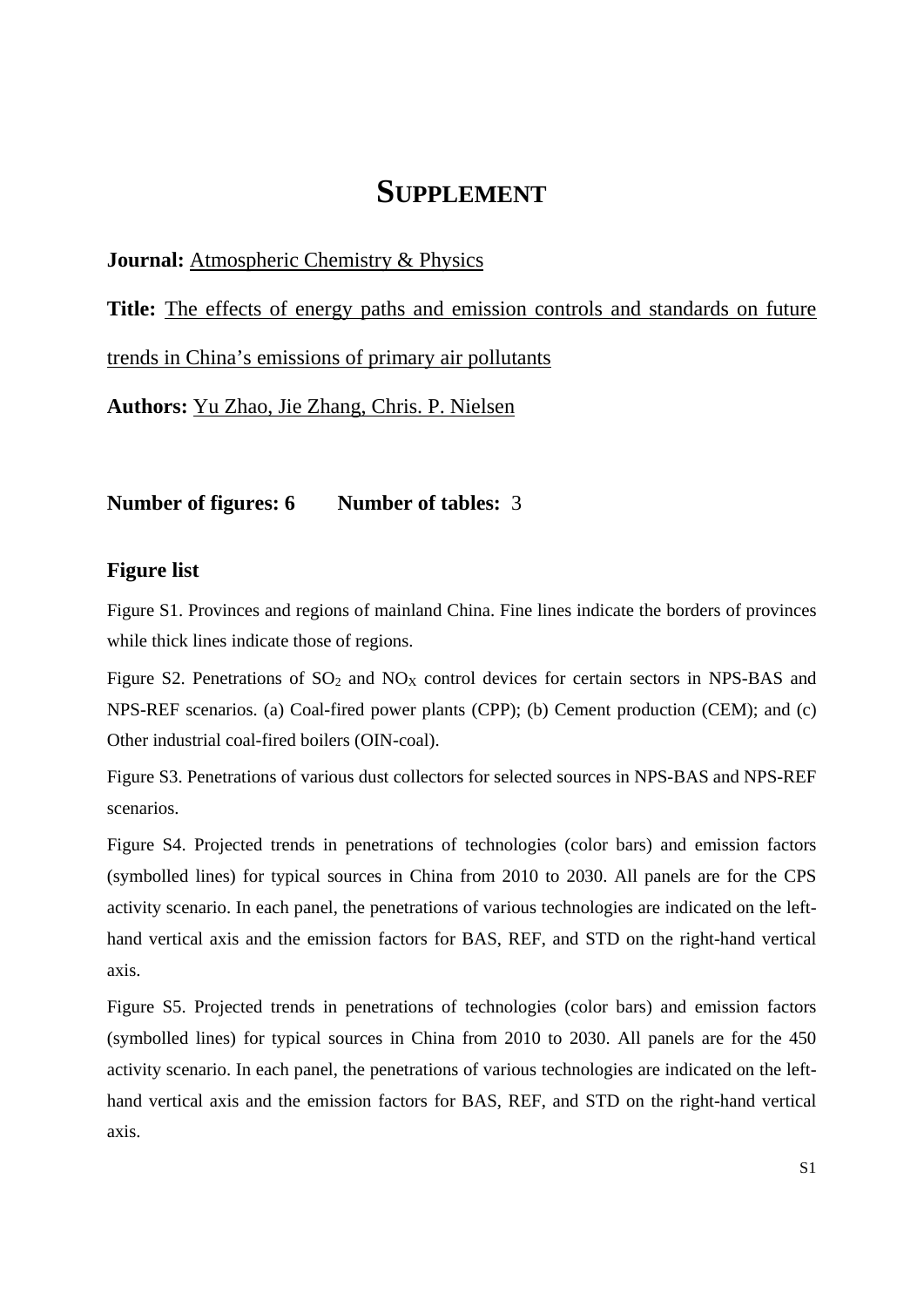# SUPPLEMENT

**Journal:** Atmospheric Chemistry & Physics

**Title:** The effects of energy paths and emission controls and standards on future trends in China's emissions of primary air pollutants

**Authors:** Yu Zhao, Jie Zhang, Chris. P. Nielsen

**Number of figures: 6** **Number of tables:** 3

### Figure list

Figure S1. Provinces and regions of mainland China. Fine lines indicate the borders of provinces while thick lines indicate those of regions.

Figure S2. Penetrations of $SO_2$ and $NO_X$ control devices for certain sectors in NPS-BAS and NPS-REF scenarios. (a) Coal-fired power plants (CPP); (b) Cement production (CEM); and (c) Other industrial coal-fired boilers (OIN-coal).

Figure S3. Penetrations of various dust collectors for selected sources in NPS-BAS and NPS-REF scenarios.

Figure S4. Projected trends in penetrations of technologies (color bars) and emission factors (symbolled lines) for typical sources in China from 2010 to 2030. All panels are for the CPS activity scenario. In each panel, the penetrations of various technologies are indicated on the left-hand vertical axis and the emission factors for BAS, REF, and STD on the right-hand vertical axis.

Figure S5. Projected trends in penetrations of technologies (color bars) and emission factors (symbolled lines) for typical sources in China from 2010 to 2030. All panels are for the 450 activity scenario. In each panel, the penetrations of various technologies are indicated on the left-hand vertical axis and the emission factors for BAS, REF, and STD on the right-hand vertical axis.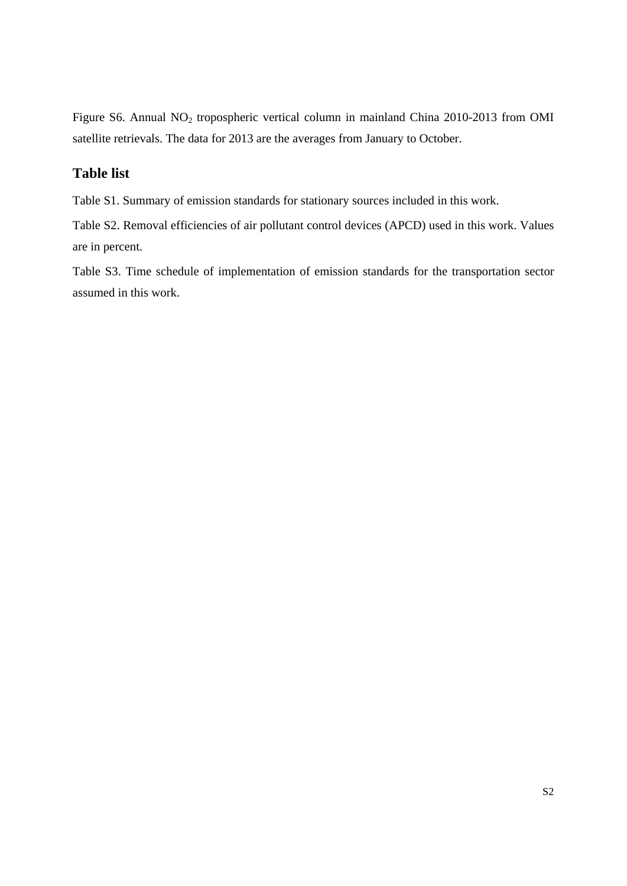Figure S6. Annual $NO_2$ tropospheric vertical column in mainland China 2010-2013 from OMI satellite retrievals. The data for 2013 are the averages from January to October.

## Table list

Table S1. Summary of emission standards for stationary sources included in this work.

Table S2. Removal efficiencies of air pollutant control devices (APCD) used in this work. Values are in percent.

Table S3. Time schedule of implementation of emission standards for the transportation sector assumed in this work.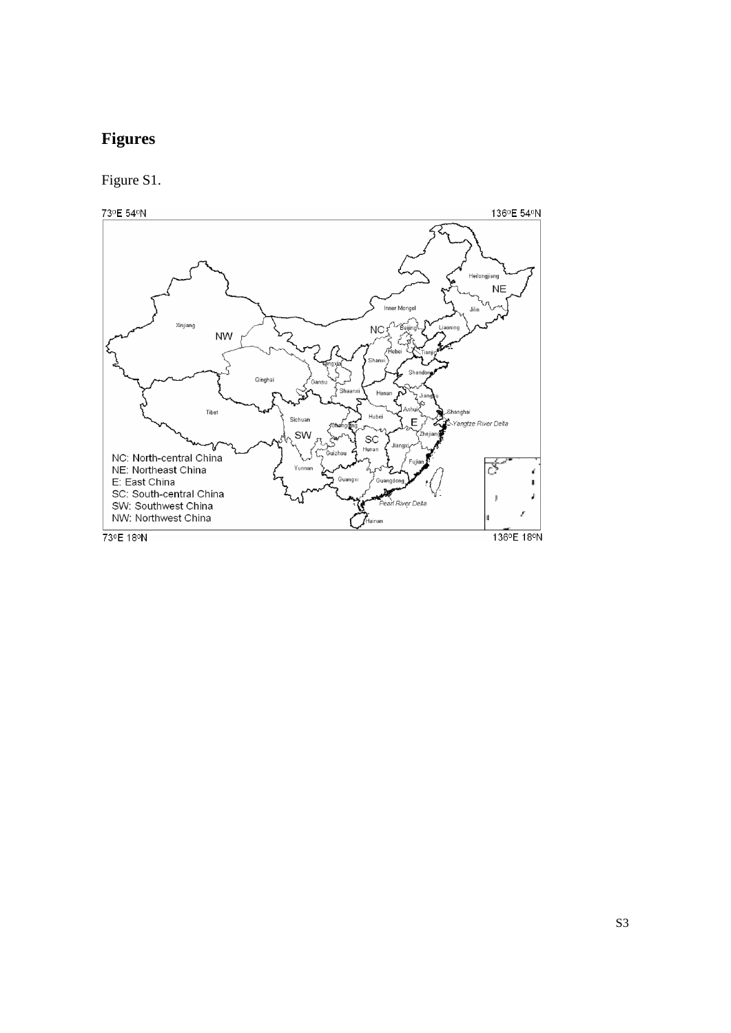# Figures

Figure S1.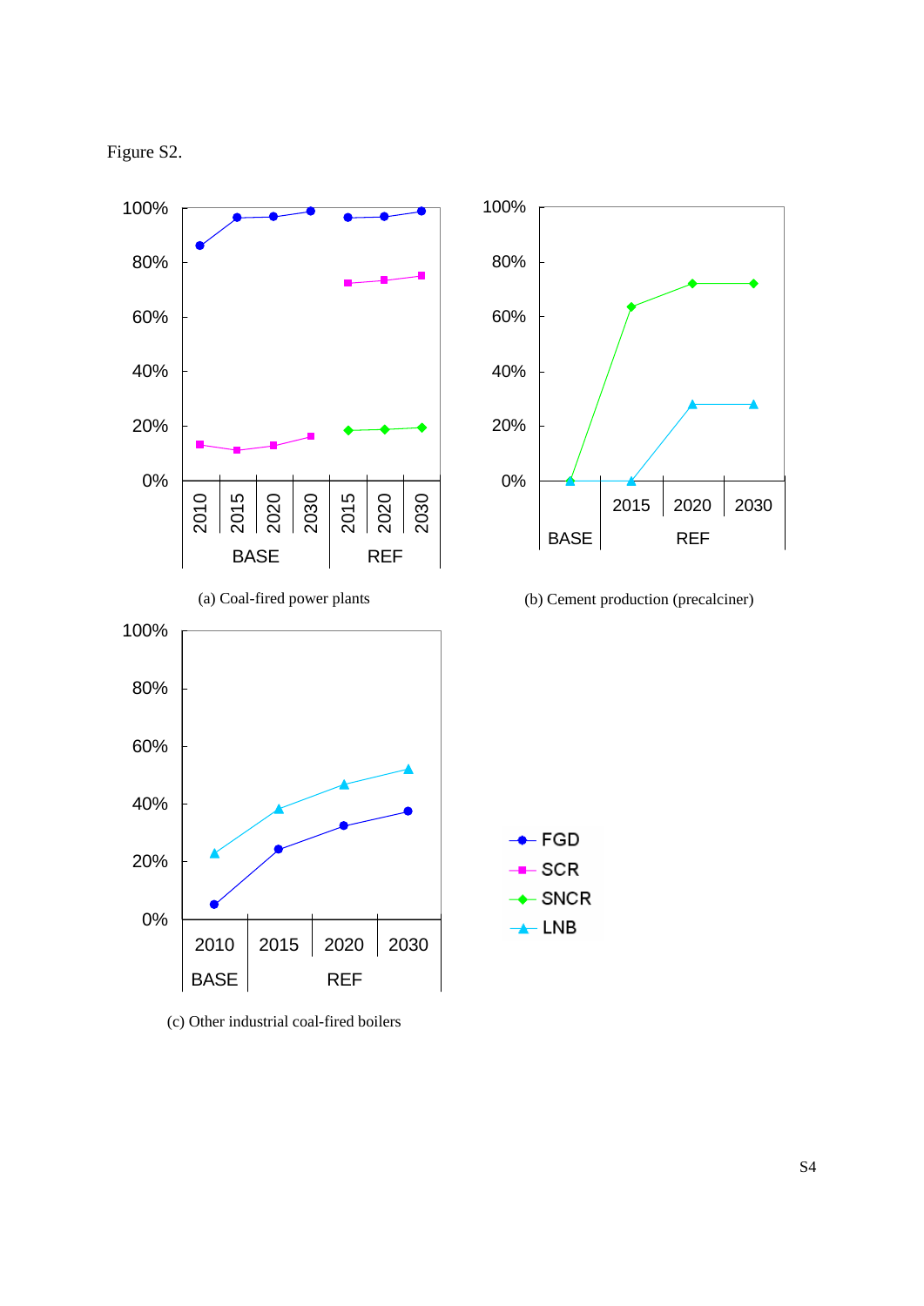Figure S2.

(a) Coal-fired power plants

(b) Cement production (precalciner)

(c) Other industrial coal-fired boilers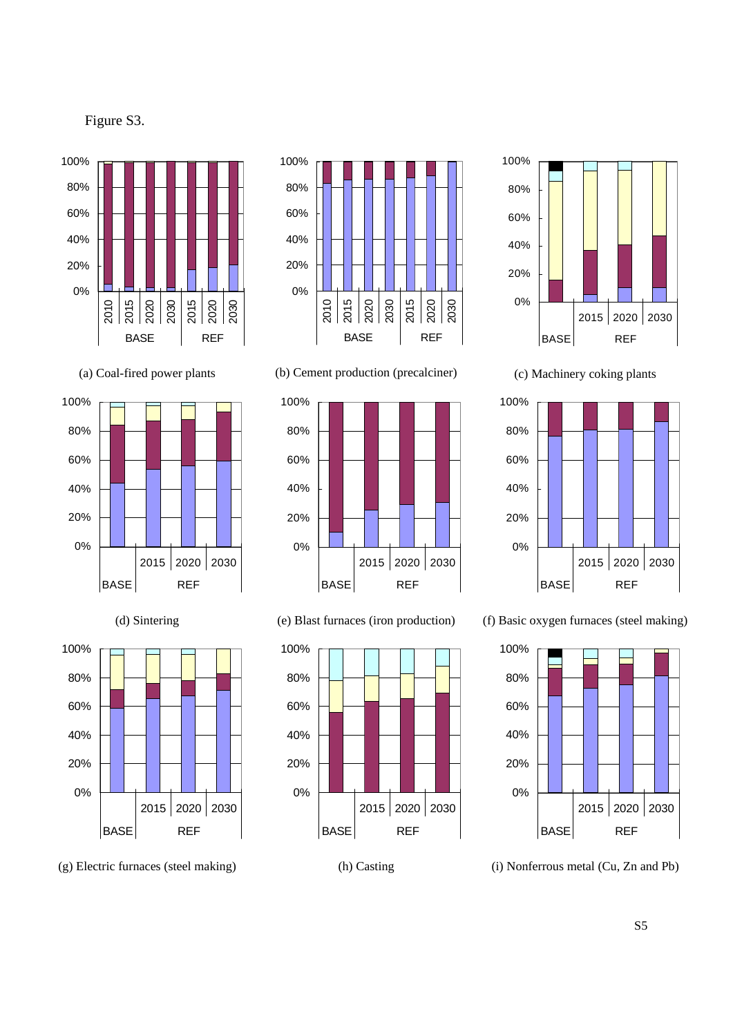Figure S3.

(a) Coal-fired power plants

(b) Cement production (precalciner)

(c) Machinery coking plants

(d) Sintering

(e) Blast furnaces (iron production)

(f) Basic oxygen furnaces (steel making)

(g) Electric furnaces (steel making)

(h) Casting

(i) Nonferrous metal (Cu, Zn and Pb)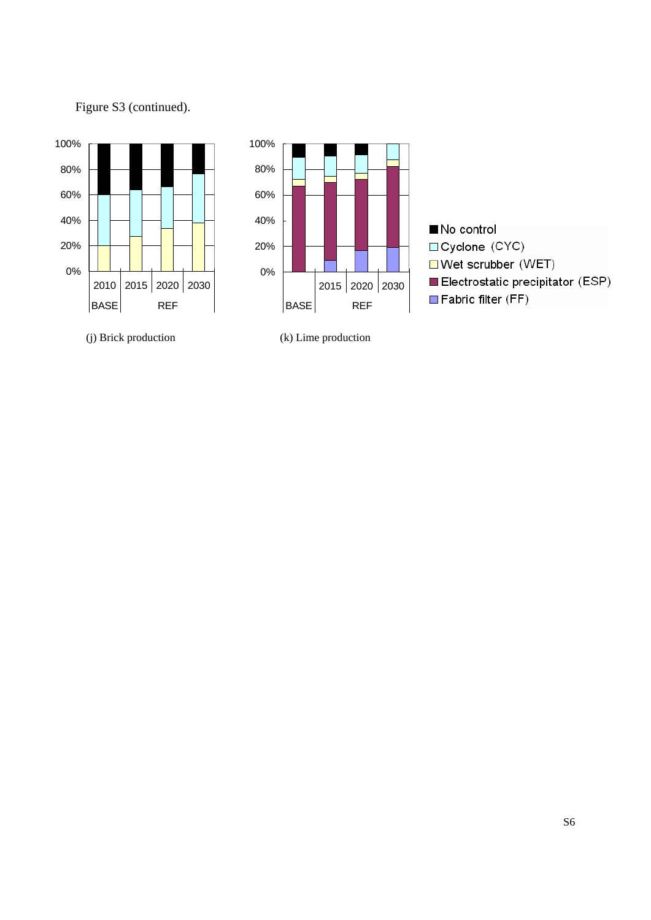Figure S3 (continued).

(j) Brick production

(k) Lime production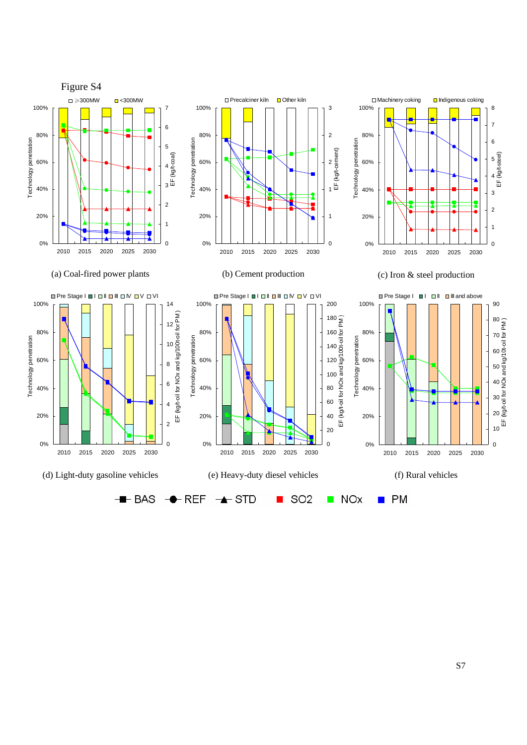Figure S4

(a) Coal-fired power plants

(b) Cement production

(c) Iron & steel production

(d) Light-duty gasoline vehicles

(e) Heavy-duty diesel vehicles

(f) Rural vehicles

BAS REF STD SO2 NOx PM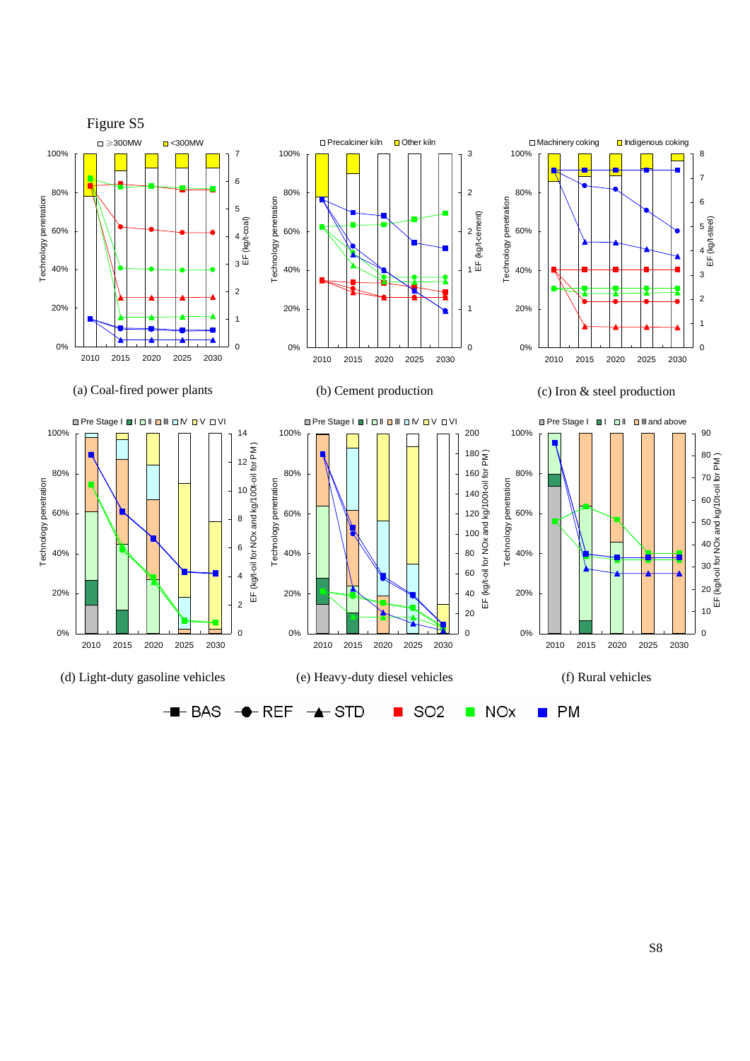Figure S5

(a) Coal-fired power plants

(b) Cement production

(c) Iron & steel production

(d) Light-duty gasoline vehicles

(e) Heavy-duty diesel vehicles

(f) Rural vehicles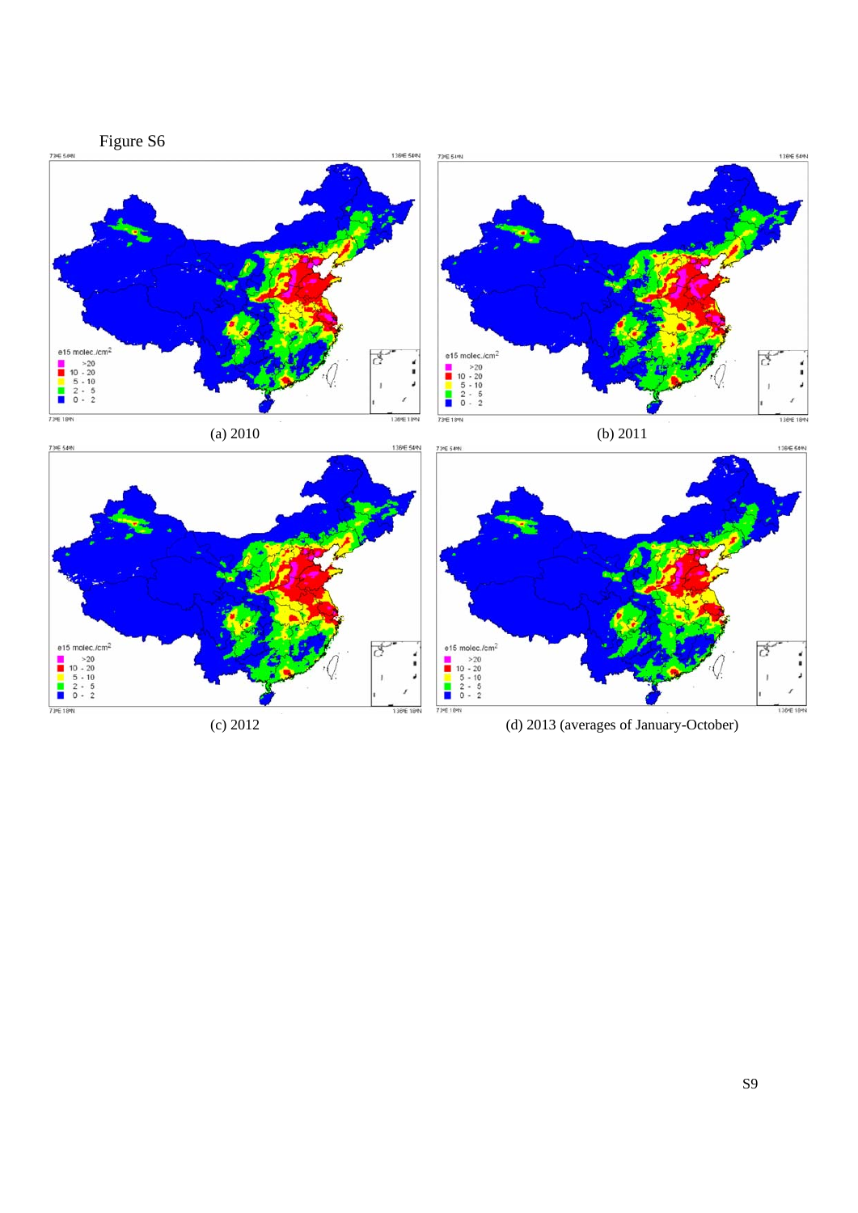Figure S6

(a) 2010

(b) 2011

(c) 2012

(d) 2013 (averages of January-October)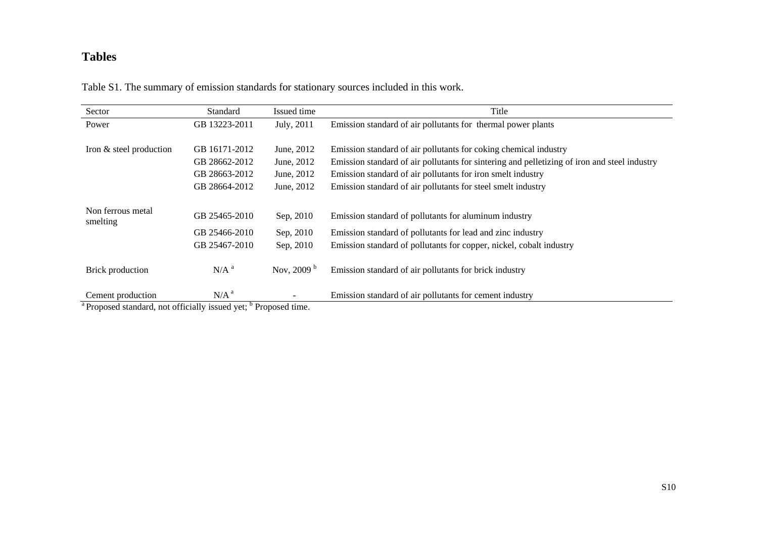# Tables

Table S1. The summary of emission standards for stationary sources included in this work.

| Sector | Standard | Issued time | Title |
|---|---|---|---|
| Power | GB 13223-2011 | July, 2011 | Emission standard of air pollutants for thermal power plants |
| Iron & steel production | GB 16171-2012 | June, 2012 | Emission standard of air pollutants for coking chemical industry |
| | GB 28662-2012 | June, 2012 | Emission standard of air pollutants for sintering and pelletizing of iron and steel industry |
| | GB 28663-2012 | June, 2012 | Emission standard of air pollutants for iron smelt industry |
| | GB 28664-2012 | June, 2012 | Emission standard of air pollutants for steel smelt industry |
| Non ferrous metal smelting | GB 25465-2010 | Sep, 2010 | Emission standard of pollutants for aluminum industry |
| | GB 25466-2010 | Sep, 2010 | Emission standard of pollutants for lead and zinc industry |
| | GB 25467-2010 | Sep, 2010 | Emission standard of pollutants for copper, nickel, cobalt industry |
| Brick production | N/A [a] | Nov, 2009 [b] | Emission standard of air pollutants for brick industry |
| Cement production | N/A [a] | - | Emission standard of air pollutants for cement industry |

[a] Proposed standard, not officially issued yet; [b] Proposed time.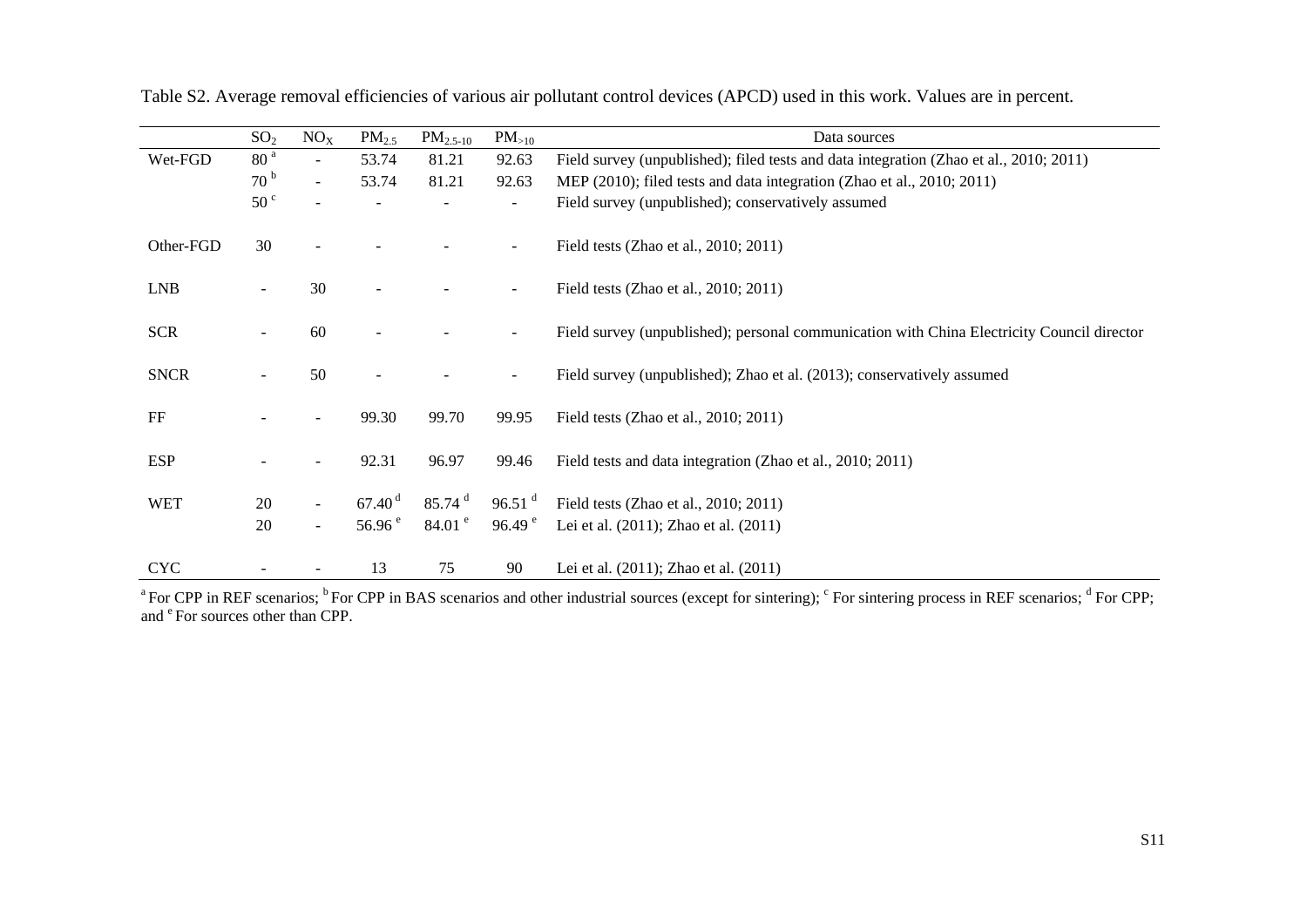Table S2. Average removal efficiencies of various air pollutant control devices (APCD) used in this work. Values are in percent.

| | $SO_2$ | $NO_X$ | $PM_{2.5}$ | $PM_{2.5\text{-}10}$ | $PM_{>10}$ | Data sources |
|---|---|---|---|---|---|---|
| Wet-FGD | 80 [a] | - | 53.74 | 81.21 | 92.63 | Field survey (unpublished); filed tests and data integration (Zhao et al., 2010; 2011) |
| | 70 [b] | - | 53.74 | 81.21 | 92.63 | MEP (2010); filed tests and data integration (Zhao et al., 2010; 2011) |
| | 50 [c] | - | - | - | - | Field survey (unpublished); conservatively assumed |
| Other-FGD | 30 | - | - | - | - | Field tests (Zhao et al., 2010; 2011) |
| LNB | - | 30 | - | - | - | Field tests (Zhao et al., 2010; 2011) |
| SCR | - | 60 | - | - | - | Field survey (unpublished); personal communication with China Electricity Council director |
| SNCR | - | 50 | - | - | - | Field survey (unpublished); Zhao et al. (2013); conservatively assumed |
| FF | - | - | 99.30 | 99.70 | 99.95 | Field tests (Zhao et al., 2010; 2011) |
| ESP | - | - | 92.31 | 96.97 | 99.46 | Field tests and data integration (Zhao et al., 2010; 2011) |
| WET | 20 | - | 67.40 [d] | 85.74 [d] | 96.51 [d] | Field tests (Zhao et al., 2010; 2011) |
| | 20 | - | 56.96 [e] | 84.01 [e] | 96.49 [e] | Lei et al. (2011); Zhao et al. (2011) |
| CYC | - | - | 13 | 75 | 90 | Lei et al. (2011); Zhao et al. (2011) |

[a] For CPP in REF scenarios; [b] For CPP in BAS scenarios and other industrial sources (except for sintering); [c] For sintering process in REF scenarios; [d] For CPP; and [e] For sources other than CPP.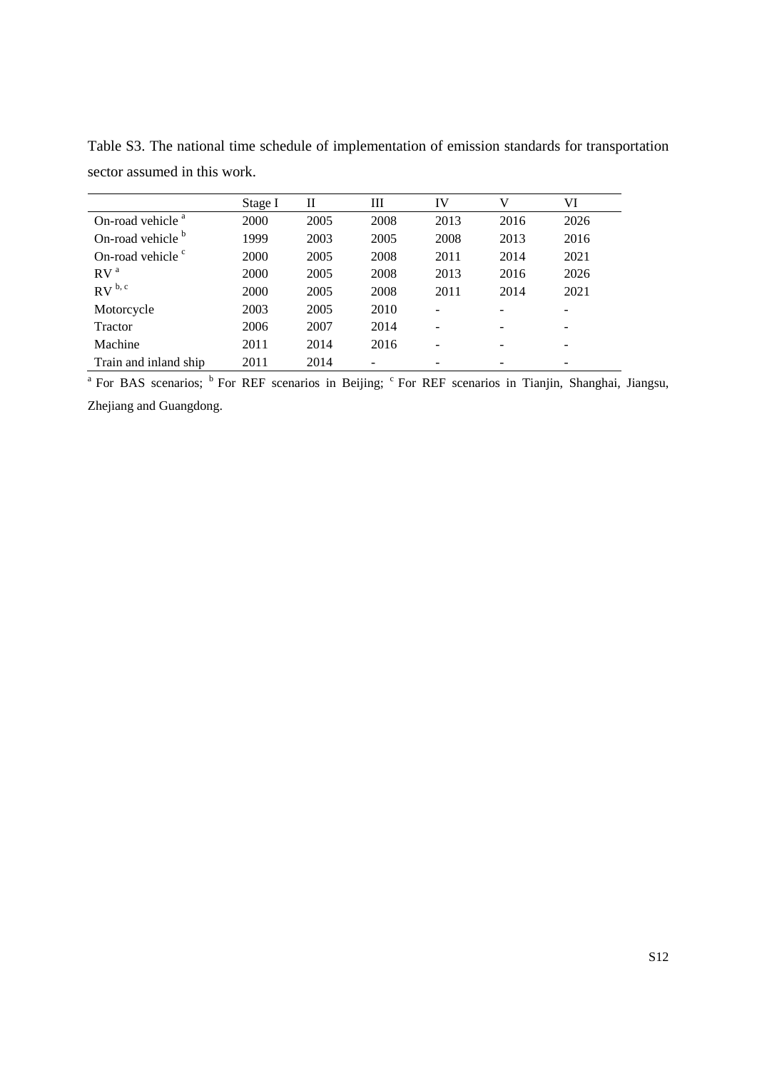Table S3. The national time schedule of implementation of emission standards for transportation sector assumed in this work.

| | Stage I | II | III | IV | V | VI |
|---|---|---|---|---|---|---|
| On-road vehicle [a] | 2000 | 2005 | 2008 | 2013 | 2016 | 2026 |
| On-road vehicle [b] | 1999 | 2003 | 2005 | 2008 | 2013 | 2016 |
| On-road vehicle [c] | 2000 | 2005 | 2008 | 2011 | 2014 | 2021 |
| RV [a] | 2000 | 2005 | 2008 | 2013 | 2016 | 2026 |
| RV [b, c] | 2000 | 2005 | 2008 | 2011 | 2014 | 2021 |
| Motorcycle | 2003 | 2005 | 2010 | - | - | - |
| Tractor | 2006 | 2007 | 2014 | - | - | - |
| Machine | 2011 | 2014 | 2016 | - | - | - |
| Train and inland ship | 2011 | 2014 | - | - | - | - |

[a] For BAS scenarios; [b] For REF scenarios in Beijing; [c] For REF scenarios in Tianjin, Shanghai, Jiangsu, Zhejiang and Guangdong.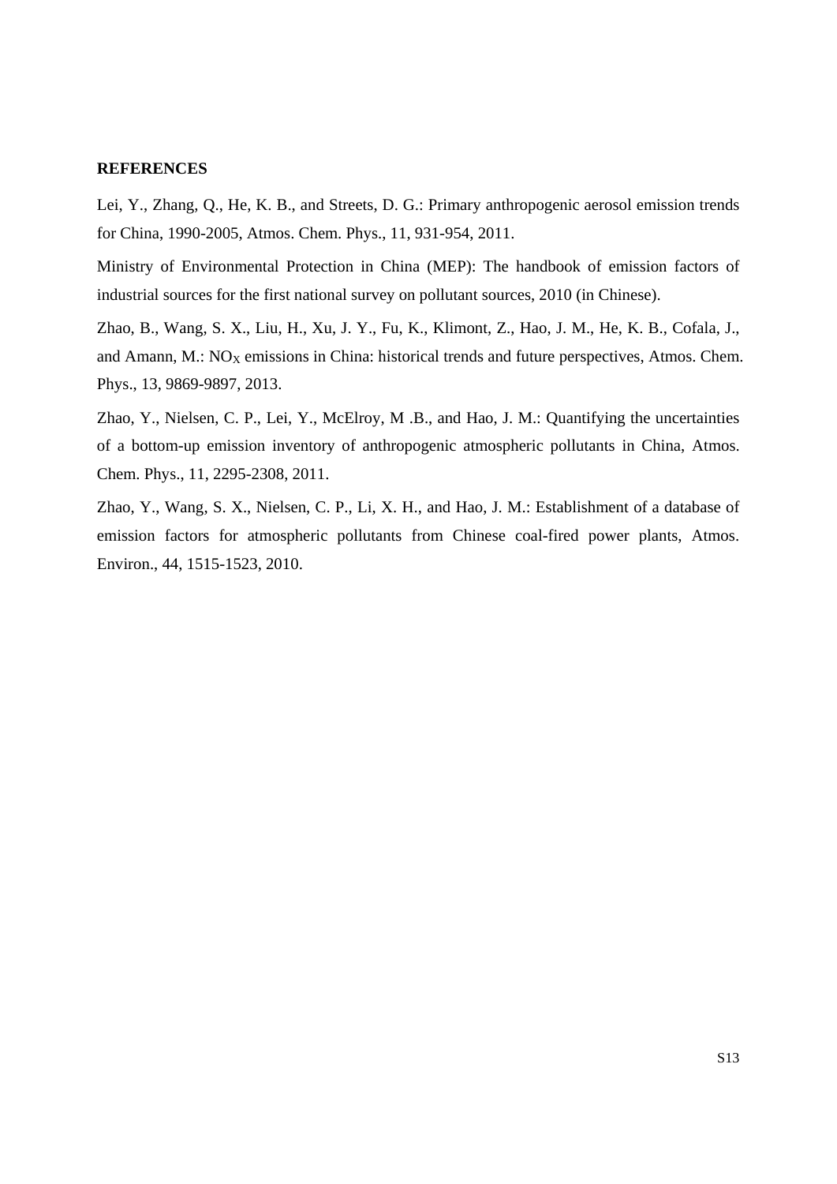**REFERENCES**

Lei, Y., Zhang, Q., He, K. B., and Streets, D. G.: Primary anthropogenic aerosol emission trends for China, 1990-2005, Atmos. Chem. Phys., 11, 931-954, 2011.

Ministry of Environmental Protection in China (MEP): The handbook of emission factors of industrial sources for the first national survey on pollutant sources, 2010 (in Chinese).

Zhao, B., Wang, S. X., Liu, H., Xu, J. Y., Fu, K., Klimont, Z., Hao, J. M., He, K. B., Cofala, J., and Amann, M.: $NO_X$ emissions in China: historical trends and future perspectives, Atmos. Chem. Phys., 13, 9869-9897, 2013.

Zhao, Y., Nielsen, C. P., Lei, Y., McElroy, M .B., and Hao, J. M.: Quantifying the uncertainties of a bottom-up emission inventory of anthropogenic atmospheric pollutants in China, Atmos. Chem. Phys., 11, 2295-2308, 2011.

Zhao, Y., Wang, S. X., Nielsen, C. P., Li, X. H., and Hao, J. M.: Establishment of a database of emission factors for atmospheric pollutants from Chinese coal-fired power plants, Atmos. Environ., 44, 1515-1523, 2010.